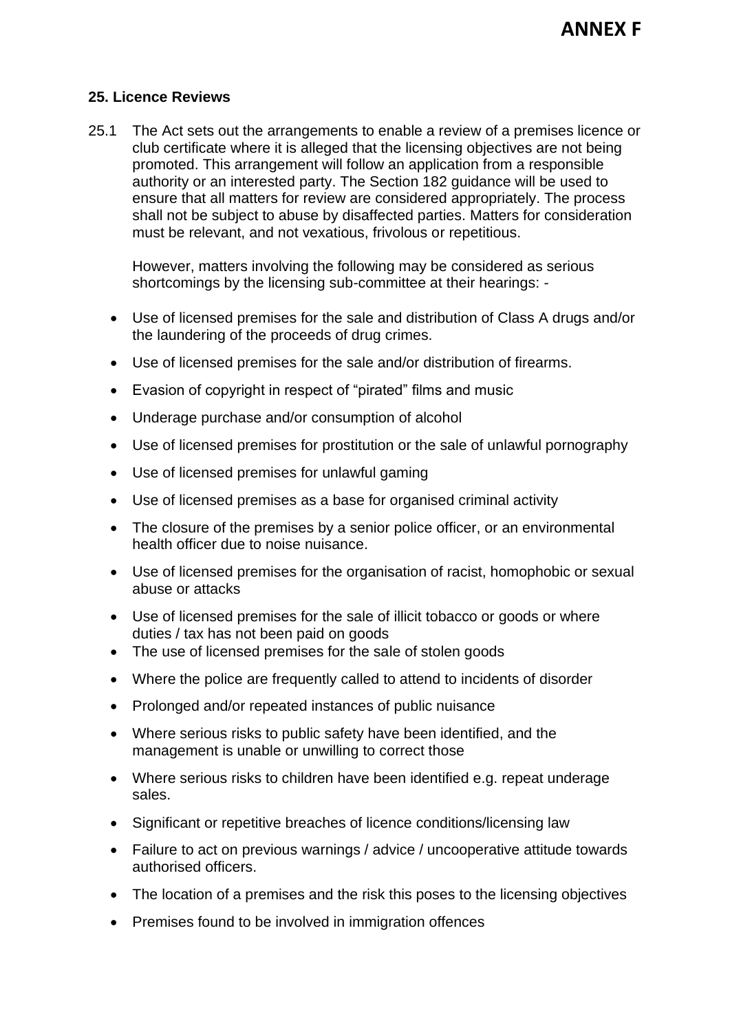## 25. Licence Reviews

25.1 The Act sets out the arrangements to enable a review of a premises licence or club certificate where it is alleged that the licensing objectives are not being promoted. This arrangement will follow an application from a responsible authority or an interested party. The Section 182 guidance will be used to ensure that all matters for review are considered appropriately. The process shall not be subject to abuse by disaffected parties. Matters for consideration must be relevant, and not vexatious, frivolous or repetitious.

However, matters involving the following may be considered as serious shortcomings by the licensing sub-committee at their hearings: -

- Use of licensed premises for the sale and distribution of Class A drugs and/or the laundering of the proceeds of drug crimes.
- Use of licensed premises for the sale and/or distribution of firearms.
- Evasion of copyright in respect of "pirated" films and music
- Underage purchase and/or consumption of alcohol
- Use of licensed premises for prostitution or the sale of unlawful pornography
- Use of licensed premises for unlawful gaming
- Use of licensed premises as a base for organised criminal activity
- The closure of the premises by a senior police officer, or an environmental health officer due to noise nuisance.
- Use of licensed premises for the organisation of racist, homophobic or sexual abuse or attacks
- Use of licensed premises for the sale of illicit tobacco or goods or where duties / tax has not been paid on goods
- The use of licensed premises for the sale of stolen goods
- Where the police are frequently called to attend to incidents of disorder
- Prolonged and/or repeated instances of public nuisance
- Where serious risks to public safety have been identified, and the management is unable or unwilling to correct those
- Where serious risks to children have been identified e.g. repeat underage sales.
- Significant or repetitive breaches of licence conditions/licensing law
- Failure to act on previous warnings / advice / uncooperative attitude towards authorised officers.
- The location of a premises and the risk this poses to the licensing objectives
- Premises found to be involved in immigration offences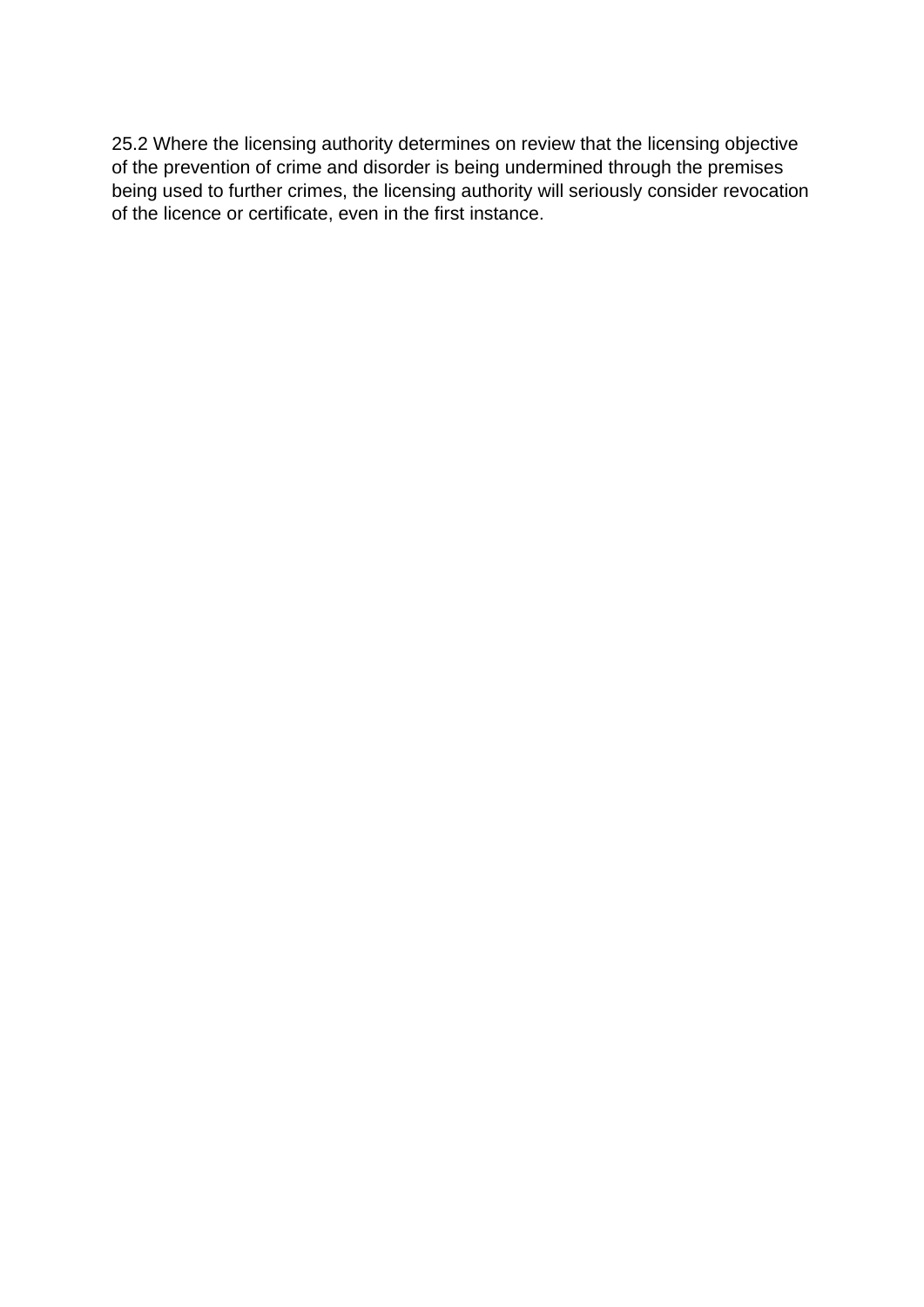25.2 Where the licensing authority determines on review that the licensing objective of the prevention of crime and disorder is being undermined through the premises being used to further crimes, the licensing authority will seriously consider revocation of the licence or certificate, even in the first instance.